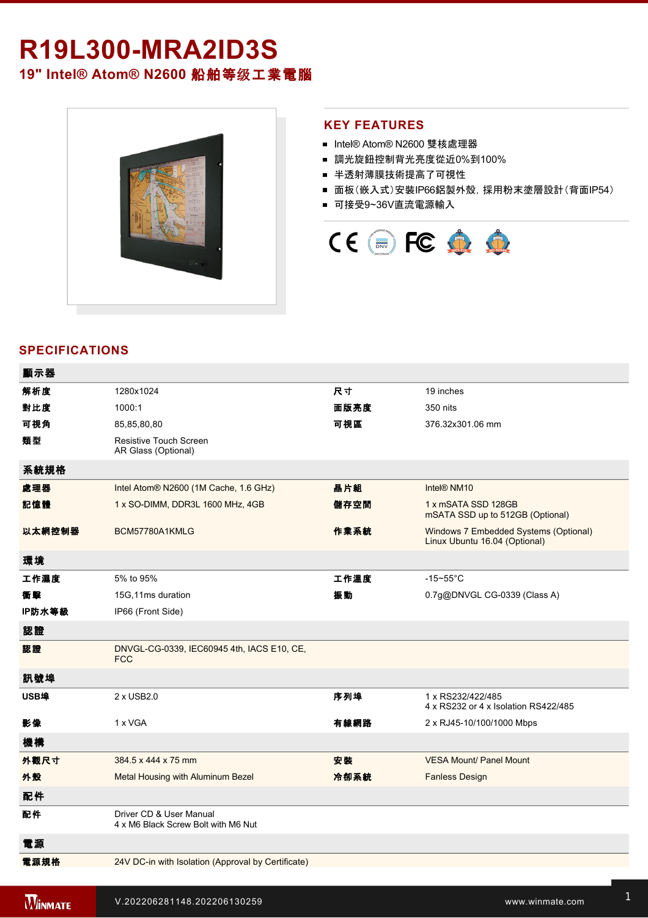# R19L300-MRA2ID3S

## 19" Intel® Atom® N2600 船舶等级工業電腦

## KEY FEATURES

- Intel® Atom® N2600 雙核處理器
- 調光旋鈕控制背光亮度從近0%到100%
- 半透射薄膜技術提高了可視性
- 面板（嵌入式）安裝IP66鋁製外殼，採用粉末塗層設計（背面IP54）
- 可接受9~36V直流電源輸入

## SPECIFICATIONS

| 顯示器 | | | |
|---|---|---|---|
| 解析度 | 1280x1024 | 尺寸 | 19 inches |
| 對比度 | 1000:1 | 面版亮度 | 350 nits |
| 可視角 | 85,85,80,80 | 可視區 | 376.32x301.06 mm |
| 類型 | Resistive Touch Screen<br>AR Glass (Optional) | | |
| **系統規格** | | | |
| 處理器 | Intel Atom® N2600 (1M Cache, 1.6 GHz) | 晶片組 | Intel® NM10 |
| 記憶體 | 1 x SO-DIMM, DDR3L 1600 MHz, 4GB | 儲存空間 | 1 x mSATA SSD 128GB<br>mSATA SSD up to 512GB (Optional) |
| 以太網控制器 | BCM57780A1KMLG | 作業系統 | Windows 7 Embedded Systems (Optional)<br>Linux Ubuntu 16.04 (Optional) |
| **環境** | | | |
| 工作濕度 | 5% to 95% | 工作溫度 | -15~55°C |
| 衝擊 | 15G,11ms duration | 振動 | 0.7g@DNVGL CG-0339 (Class A) |
| IP防水等級 | IP66 (Front Side) | | |
| **認證** | | | |
| 認證 | DNVGL-CG-0339, IEC60945 4th, IACS E10, CE, FCC | | |
| **訊號埠** | | | |
| USB埠 | 2 x USB2.0 | 序列埠 | 1 x RS232/422/485<br>4 x RS232 or 4 x Isolation RS422/485 |
| 影像 | 1 x VGA | 有線網路 | 2 x RJ45-10/100/1000 Mbps |
| **機構** | | | |
| 外觀尺寸 | 384.5 x 444 x 75 mm | 安裝 | VESA Mount/ Panel Mount |
| 外殼 | Metal Housing with Aluminum Bezel | 冷卻系統 | Fanless Design |
| **配件** | | | |
| 配件 | Driver CD & User Manual<br>4 x M6 Black Screw Bolt with M6 Nut | | |
| **電源** | | | |
| 電源規格 | 24V DC-in with Isolation (Approval by Certificate) | | |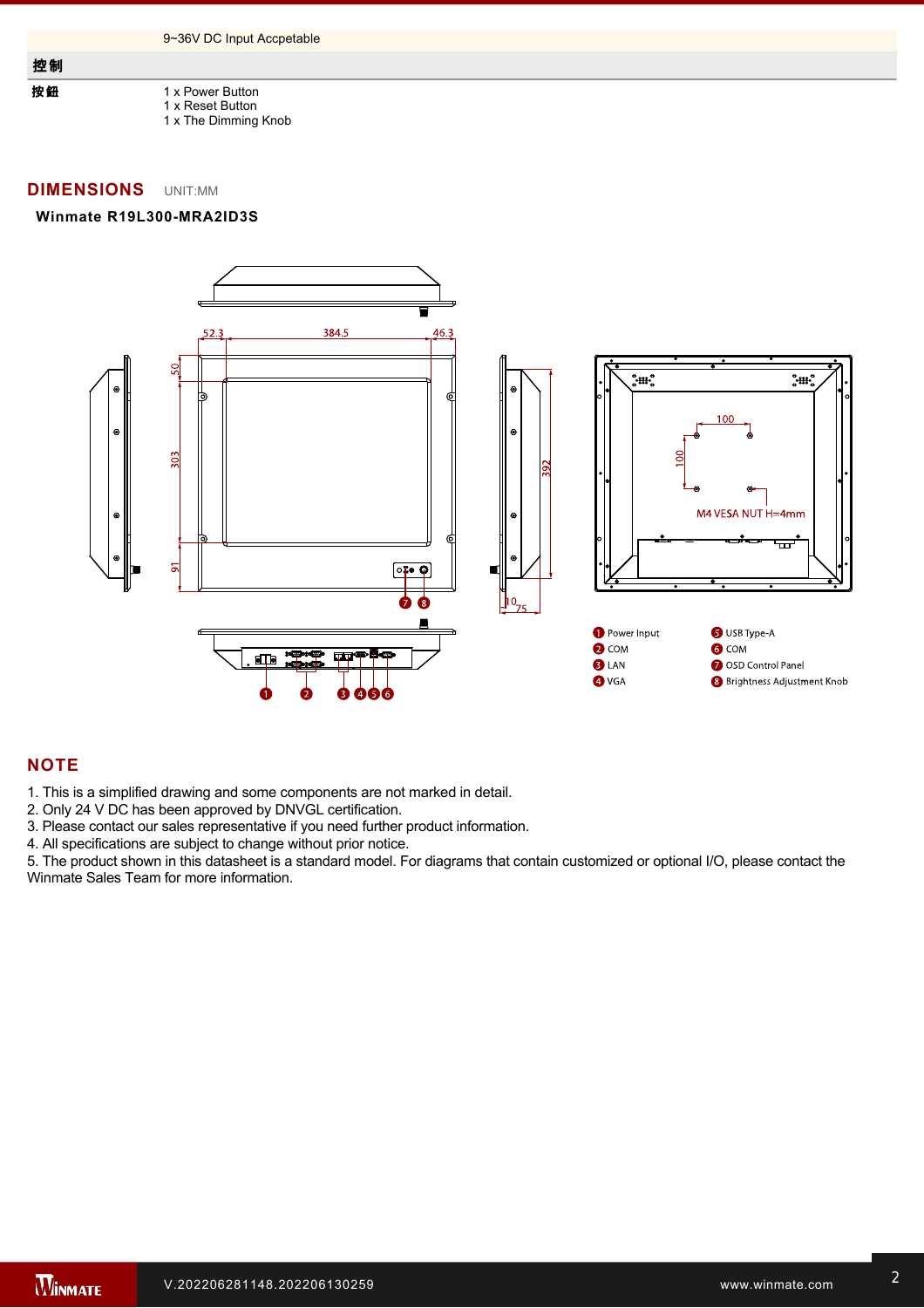| | |
|---|---|
| | 9~36V DC Input Accpetable |
| **控制** | |
| **按鈕** | 1 x Power Button<br>1 x Reset Button<br>1 x The Dimming Knob |

## DIMENSIONS UNIT:MM

**Winmate R19L300-MRA2ID3S**

52.3
384.5
46.3
50
303
91
392
10
75
100
100
M4 VESA NUT H=4mm

1 Power Input
2 COM
3 LAN
4 VGA
5 USB Type-A
6 COM
7 OSD Control Panel
8 Brightness Adjustment Knob

## NOTE

1. This is a simplified drawing and some components are not marked in detail.
2. Only 24 V DC has been approved by DNVGL certification.
3. Please contact our sales representative if you need further product information.
4. All specifications are subject to change without prior notice.
5. The product shown in this datasheet is a standard model. For diagrams that contain customized or optional I/O, please contact the Winmate Sales Team for more information.